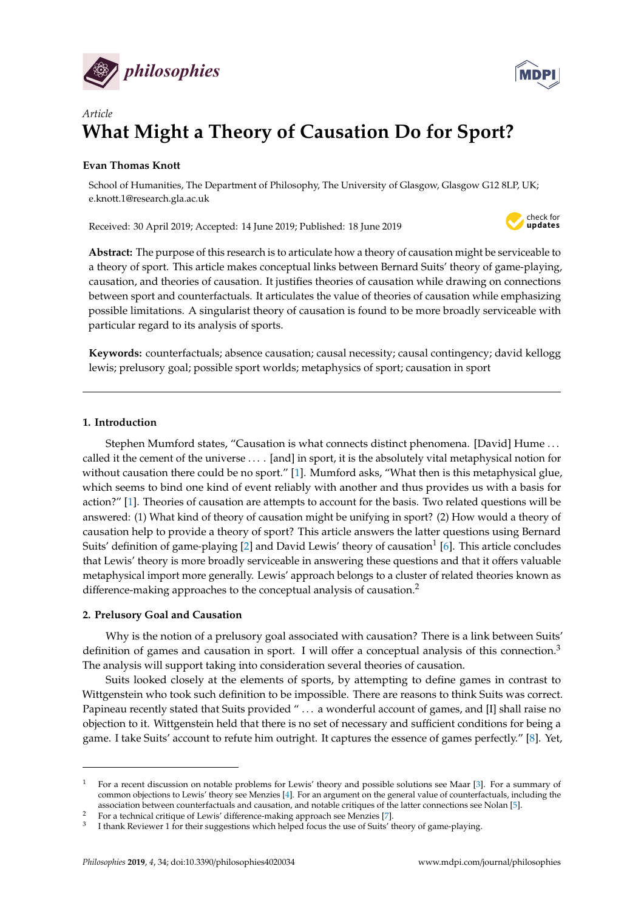*Article*

# What Might a Theory of Causation Do for Sport?

**Evan Thomas Knott**

School of Humanities, The Department of Philosophy, The University of Glasgow, Glasgow G12 8LP, UK; e.knott.1@research.gla.ac.uk

Received: 30 April 2019; Accepted: 14 June 2019; Published: 18 June 2019

**Abstract:** The purpose of this research is to articulate how a theory of causation might be serviceable to a theory of sport. This article makes conceptual links between Bernard Suits' theory of game-playing, causation, and theories of causation. It justifies theories of causation while drawing on connections between sport and counterfactuals. It articulates the value of theories of causation while emphasizing possible limitations. A singularist theory of causation is found to be more broadly serviceable with particular regard to its analysis of sports.

**Keywords:** counterfactuals; absence causation; causal necessity; causal contingency; david kellogg lewis; prelusory goal; possible sport worlds; metaphysics of sport; causation in sport

## 1. Introduction

Stephen Mumford states, "Causation is what connects distinct phenomena. [David] Hume . . . called it the cement of the universe . . . . [and] in sport, it is the absolutely vital metaphysical notion for without causation there could be no sport." [1]. Mumford asks, "What then is this metaphysical glue, which seems to bind one kind of event reliably with another and thus provides us with a basis for action?" [1]. Theories of causation are attempts to account for the basis. Two related questions will be answered: (1) What kind of theory of causation might be unifying in sport? (2) How would a theory of causation help to provide a theory of sport? This article answers the latter questions using Bernard Suits' definition of game-playing [2] and David Lewis' theory of causation[1] [6]. This article concludes that Lewis' theory is more broadly serviceable in answering these questions and that it offers valuable metaphysical import more generally. Lewis' approach belongs to a cluster of related theories known as difference-making approaches to the conceptual analysis of causation.[2]

## 2. Prelusory Goal and Causation

Why is the notion of a prelusory goal associated with causation? There is a link between Suits' definition of games and causation in sport. I will offer a conceptual analysis of this connection.[3] The analysis will support taking into consideration several theories of causation.

Suits looked closely at the elements of sports, by attempting to define games in contrast to Wittgenstein who took such definition to be impossible. There are reasons to think Suits was correct. Papineau recently stated that Suits provided " . . . a wonderful account of games, and [I] shall raise no objection to it. Wittgenstein held that there is no set of necessary and sufficient conditions for being a game. I take Suits' account to refute him outright. It captures the essence of games perfectly." [8]. Yet,

---

[1] For a recent discussion on notable problems for Lewis' theory and possible solutions see Maar [3]. For a summary of common objections to Lewis' theory see Menzies [4]. For an argument on the general value of counterfactuals, including the association between counterfactuals and causation, and notable critiques of the latter connections see Nolan [5].

[2] For a technical critique of Lewis' difference-making approach see Menzies [7].

[3] I thank Reviewer 1 for their suggestions which helped focus the use of Suits' theory of game-playing.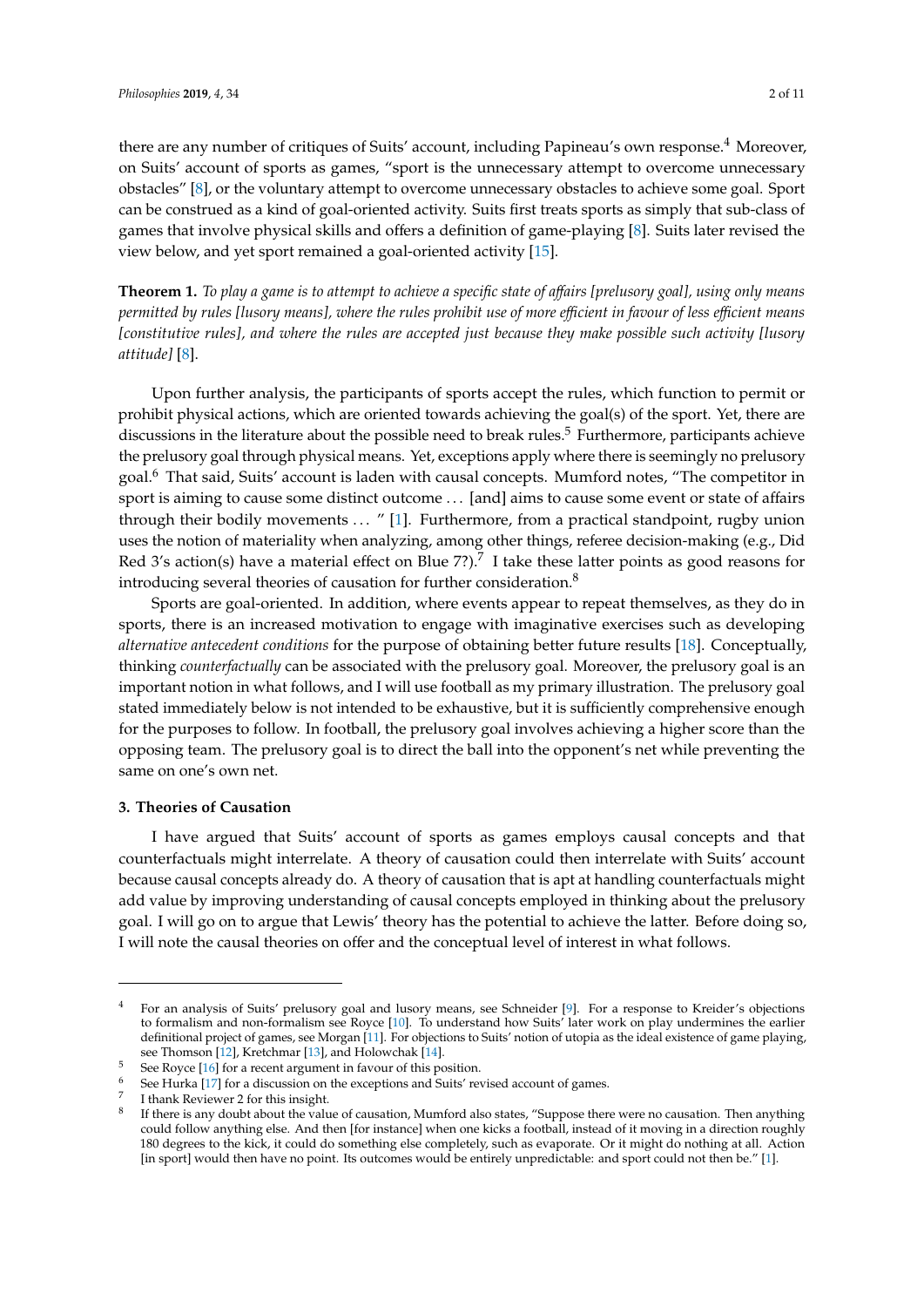there are any number of critiques of Suits' account, including Papineau's own response.[4] Moreover, on Suits' account of sports as games, "sport is the unnecessary attempt to overcome unnecessary obstacles" [8], or the voluntary attempt to overcome unnecessary obstacles to achieve some goal. Sport can be construed as a kind of goal-oriented activity. Suits first treats sports as simply that sub-class of games that involve physical skills and offers a definition of game-playing [8]. Suits later revised the view below, and yet sport remained a goal-oriented activity [15].

**Theorem 1.** *To play a game is to attempt to achieve a specific state of affairs [prelusory goal], using only means permitted by rules [lusory means], where the rules prohibit use of more efficient in favour of less efficient means [constitutive rules], and where the rules are accepted just because they make possible such activity [lusory attitude]* [8].

Upon further analysis, the participants of sports accept the rules, which function to permit or prohibit physical actions, which are oriented towards achieving the goal(s) of the sport. Yet, there are discussions in the literature about the possible need to break rules.[5] Furthermore, participants achieve the prelusory goal through physical means. Yet, exceptions apply where there is seemingly no prelusory goal.[6] That said, Suits' account is laden with causal concepts. Mumford notes, "The competitor in sport is aiming to cause some distinct outcome ... [and] aims to cause some event or state of affairs through their bodily movements ... " [1]. Furthermore, from a practical standpoint, rugby union uses the notion of materiality when analyzing, among other things, referee decision-making (e.g., Did Red 3's action(s) have a material effect on Blue 7?).[7] I take these latter points as good reasons for introducing several theories of causation for further consideration.[8]

Sports are goal-oriented. In addition, where events appear to repeat themselves, as they do in sports, there is an increased motivation to engage with imaginative exercises such as developing *alternative antecedent conditions* for the purpose of obtaining better future results [18]. Conceptually, thinking *counterfactually* can be associated with the prelusory goal. Moreover, the prelusory goal is an important notion in what follows, and I will use football as my primary illustration. The prelusory goal stated immediately below is not intended to be exhaustive, but it is sufficiently comprehensive enough for the purposes to follow. In football, the prelusory goal involves achieving a higher score than the opposing team. The prelusory goal is to direct the ball into the opponent's net while preventing the same on one's own net.

### 3. Theories of Causation

I have argued that Suits' account of sports as games employs causal concepts and that counterfactuals might interrelate. A theory of causation could then interrelate with Suits' account because causal concepts already do. A theory of causation that is apt at handling counterfactuals might add value by improving understanding of causal concepts employed in thinking about the prelusory goal. I will go on to argue that Lewis' theory has the potential to achieve the latter. Before doing so, I will note the causal theories on offer and the conceptual level of interest in what follows.

---

[4] For an analysis of Suits' prelusory goal and lusory means, see Schneider [9]. For a response to Kreider's objections to formalism and non-formalism see Royce [10]. To understand how Suits' later work on play undermines the earlier definitional project of games, see Morgan [11]. For objections to Suits' notion of utopia as the ideal existence of game playing, see Thomson [12], Kretchmar [13], and Holowchak [14].

[5] See Royce [16] for a recent argument in favour of this position.

[6] See Hurka [17] for a discussion on the exceptions and Suits' revised account of games.

[7] I thank Reviewer 2 for this insight.

[8] If there is any doubt about the value of causation, Mumford also states, "Suppose there were no causation. Then anything could follow anything else. And then [for instance] when one kicks a football, instead of it moving in a direction roughly 180 degrees to the kick, it could do something else completely, such as evaporate. Or it might do nothing at all. Action [in sport] would then have no point. Its outcomes would be entirely unpredictable: and sport could not then be." [1].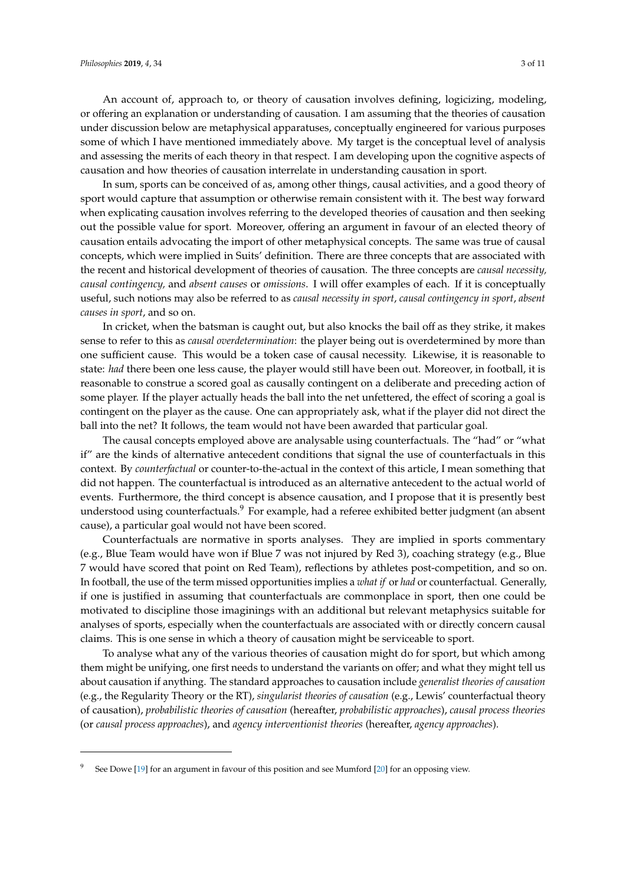An account of, approach to, or theory of causation involves defining, logicizing, modeling, or offering an explanation or understanding of causation. I am assuming that the theories of causation under discussion below are metaphysical apparatuses, conceptually engineered for various purposes some of which I have mentioned immediately above. My target is the conceptual level of analysis and assessing the merits of each theory in that respect. I am developing upon the cognitive aspects of causation and how theories of causation interrelate in understanding causation in sport.

In sum, sports can be conceived of as, among other things, causal activities, and a good theory of sport would capture that assumption or otherwise remain consistent with it. The best way forward when explicating causation involves referring to the developed theories of causation and then seeking out the possible value for sport. Moreover, offering an argument in favour of an elected theory of causation entails advocating the import of other metaphysical concepts. The same was true of causal concepts, which were implied in Suits' definition. There are three concepts that are associated with the recent and historical development of theories of causation. The three concepts are *causal necessity*, *causal contingency,* and *absent causes* or *omissions*. I will offer examples of each. If it is conceptually useful, such notions may also be referred to as *causal necessity in sport*, *causal contingency in sport*, *absent causes in sport*, and so on.

In cricket, when the batsman is caught out, but also knocks the bail off as they strike, it makes sense to refer to this as *causal overdetermination*: the player being out is overdetermined by more than one sufficient cause. This would be a token case of causal necessity. Likewise, it is reasonable to state: *had* there been one less cause, the player would still have been out. Moreover, in football, it is reasonable to construe a scored goal as causally contingent on a deliberate and preceding action of some player. If the player actually heads the ball into the net unfettered, the effect of scoring a goal is contingent on the player as the cause. One can appropriately ask, what if the player did not direct the ball into the net? It follows, the team would not have been awarded that particular goal.

The causal concepts employed above are analysable using counterfactuals. The "had" or "what if" are the kinds of alternative antecedent conditions that signal the use of counterfactuals in this context. By *counterfactual* or counter-to-the-actual in the context of this article, I mean something that did not happen. The counterfactual is introduced as an alternative antecedent to the actual world of events. Furthermore, the third concept is absence causation, and I propose that it is presently best understood using counterfactuals.[9] For example, had a referee exhibited better judgment (an absent cause), a particular goal would not have been scored.

Counterfactuals are normative in sports analyses. They are implied in sports commentary (e.g., Blue Team would have won if Blue 7 was not injured by Red 3), coaching strategy (e.g., Blue 7 would have scored that point on Red Team), reflections by athletes post-competition, and so on. In football, the use of the term missed opportunities implies a *what if* or *had* or counterfactual. Generally, if one is justified in assuming that counterfactuals are commonplace in sport, then one could be motivated to discipline those imaginings with an additional but relevant metaphysics suitable for analyses of sports, especially when the counterfactuals are associated with or directly concern causal claims. This is one sense in which a theory of causation might be serviceable to sport.

To analyse what any of the various theories of causation might do for sport, but which among them might be unifying, one first needs to understand the variants on offer; and what they might tell us about causation if anything. The standard approaches to causation include *generalist theories of causation* (e.g., the Regularity Theory or the RT), *singularist theories of causation* (e.g., Lewis' counterfactual theory of causation), *probabilistic theories of causation* (hereafter, *probabilistic approaches*), *causal process theories* (or *causal process approaches*), and *agency interventionist theories* (hereafter, *agency approaches*).

---

[9] See Dowe [19] for an argument in favour of this position and see Mumford [20] for an opposing view.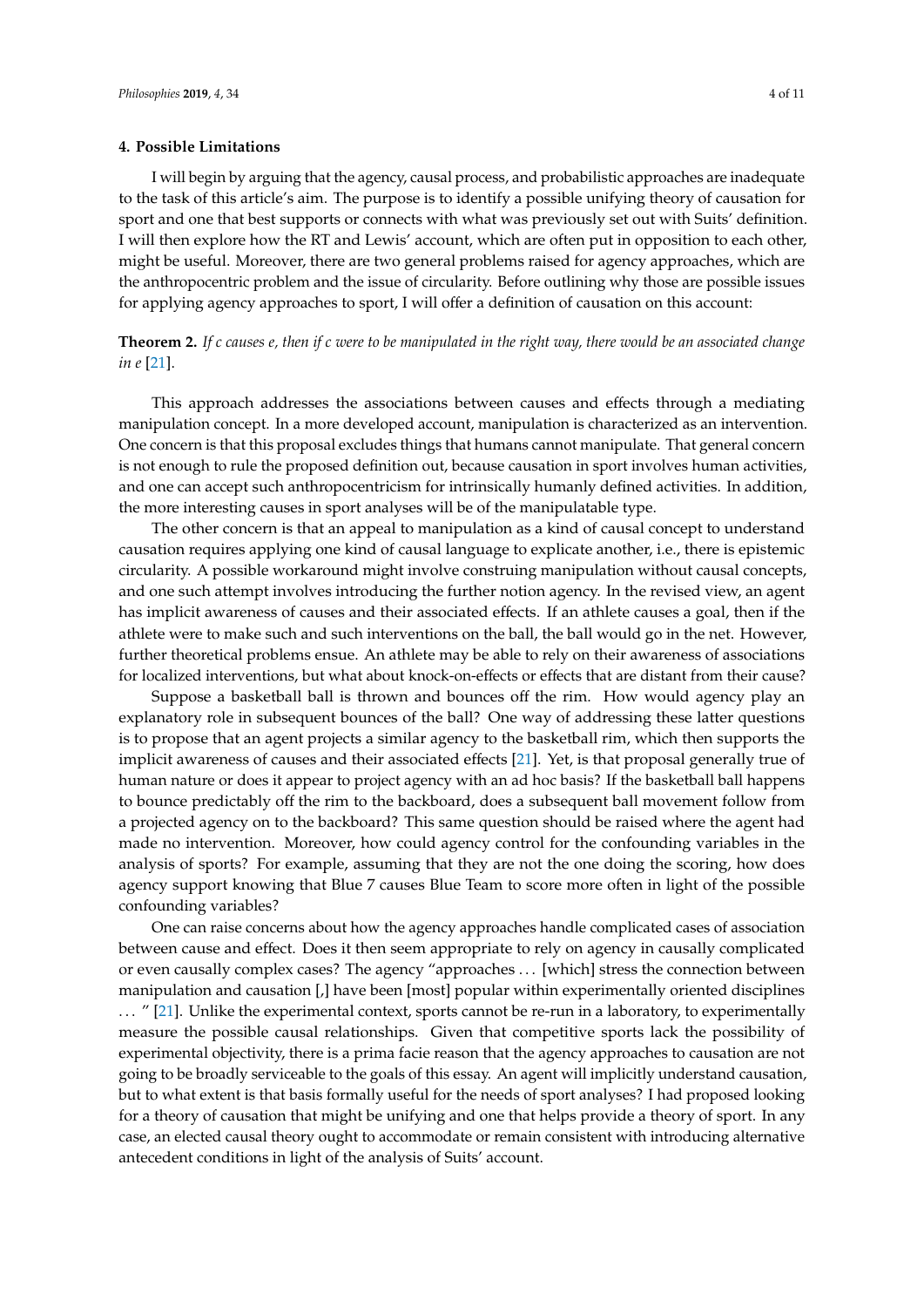## 4. Possible Limitations

I will begin by arguing that the agency, causal process, and probabilistic approaches are inadequate to the task of this article's aim. The purpose is to identify a possible unifying theory of causation for sport and one that best supports or connects with what was previously set out with Suits' definition. I will then explore how the RT and Lewis' account, which are often put in opposition to each other, might be useful. Moreover, there are two general problems raised for agency approaches, which are the anthropocentric problem and the issue of circularity. Before outlining why those are possible issues for applying agency approaches to sport, I will offer a definition of causation on this account:

**Theorem 2.** *If c causes e, then if c were to be manipulated in the right way, there would be an associated change in e* [21].

This approach addresses the associations between causes and effects through a mediating manipulation concept. In a more developed account, manipulation is characterized as an intervention. One concern is that this proposal excludes things that humans cannot manipulate. That general concern is not enough to rule the proposed definition out, because causation in sport involves human activities, and one can accept such anthropocentricism for intrinsically humanly defined activities. In addition, the more interesting causes in sport analyses will be of the manipulatable type.

The other concern is that an appeal to manipulation as a kind of causal concept to understand causation requires applying one kind of causal language to explicate another, i.e., there is epistemic circularity. A possible workaround might involve construing manipulation without causal concepts, and one such attempt involves introducing the further notion agency. In the revised view, an agent has implicit awareness of causes and their associated effects. If an athlete causes a goal, then if the athlete were to make such and such interventions on the ball, the ball would go in the net. However, further theoretical problems ensue. An athlete may be able to rely on their awareness of associations for localized interventions, but what about knock-on-effects or effects that are distant from their cause?

Suppose a basketball ball is thrown and bounces off the rim. How would agency play an explanatory role in subsequent bounces of the ball? One way of addressing these latter questions is to propose that an agent projects a similar agency to the basketball rim, which then supports the implicit awareness of causes and their associated effects [21]. Yet, is that proposal generally true of human nature or does it appear to project agency with an ad hoc basis? If the basketball ball happens to bounce predictably off the rim to the backboard, does a subsequent ball movement follow from a projected agency on to the backboard? This same question should be raised where the agent had made no intervention. Moreover, how could agency control for the confounding variables in the analysis of sports? For example, assuming that they are not the one doing the scoring, how does agency support knowing that Blue 7 causes Blue Team to score more often in light of the possible confounding variables?

One can raise concerns about how the agency approaches handle complicated cases of association between cause and effect. Does it then seem appropriate to rely on agency in causally complicated or even causally complex cases? The agency "approaches ... [which] stress the connection between manipulation and causation [,] have been [most] popular within experimentally oriented disciplines ... " [21]. Unlike the experimental context, sports cannot be re-run in a laboratory, to experimentally measure the possible causal relationships. Given that competitive sports lack the possibility of experimental objectivity, there is a prima facie reason that the agency approaches to causation are not going to be broadly serviceable to the goals of this essay. An agent will implicitly understand causation, but to what extent is that basis formally useful for the needs of sport analyses? I had proposed looking for a theory of causation that might be unifying and one that helps provide a theory of sport. In any case, an elected causal theory ought to accommodate or remain consistent with introducing alternative antecedent conditions in light of the analysis of Suits' account.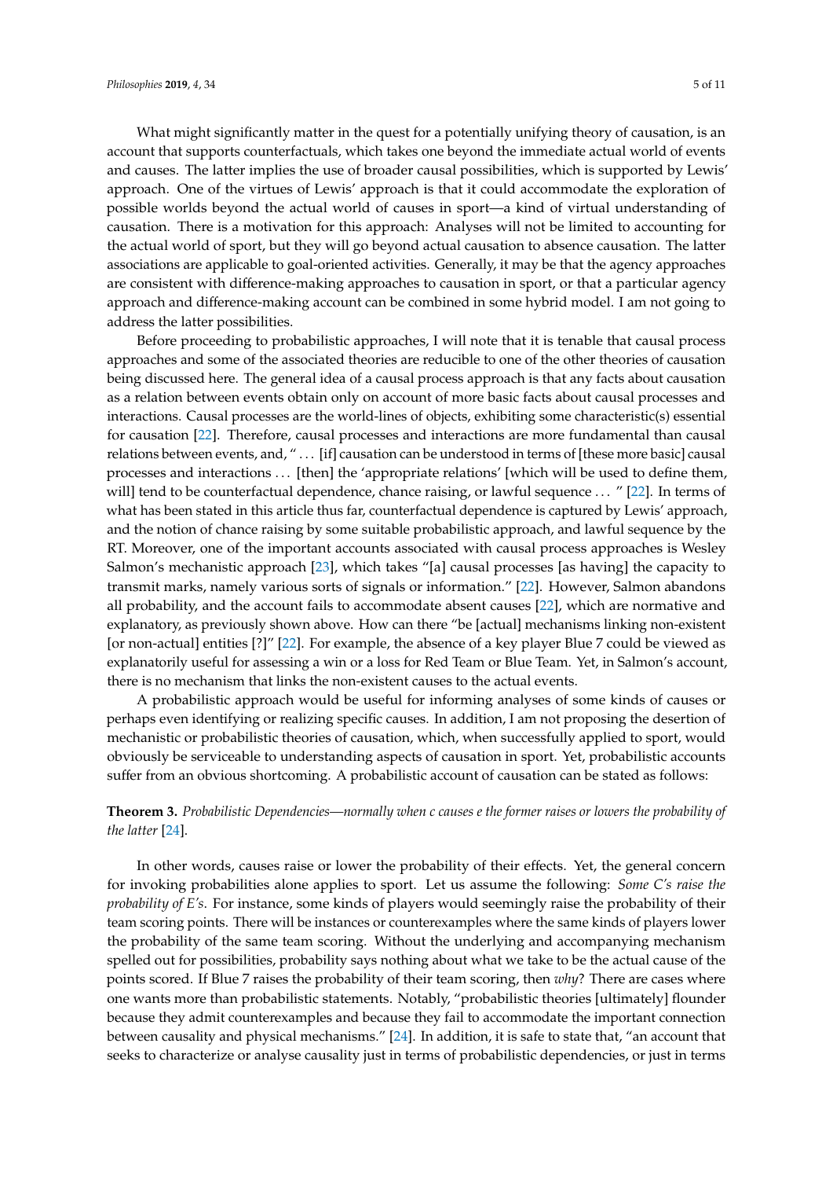What might significantly matter in the quest for a potentially unifying theory of causation, is an account that supports counterfactuals, which takes one beyond the immediate actual world of events and causes. The latter implies the use of broader causal possibilities, which is supported by Lewis' approach. One of the virtues of Lewis' approach is that it could accommodate the exploration of possible worlds beyond the actual world of causes in sport—a kind of virtual understanding of causation. There is a motivation for this approach: Analyses will not be limited to accounting for the actual world of sport, but they will go beyond actual causation to absence causation. The latter associations are applicable to goal-oriented activities. Generally, it may be that the agency approaches are consistent with difference-making approaches to causation in sport, or that a particular agency approach and difference-making account can be combined in some hybrid model. I am not going to address the latter possibilities.

Before proceeding to probabilistic approaches, I will note that it is tenable that causal process approaches and some of the associated theories are reducible to one of the other theories of causation being discussed here. The general idea of a causal process approach is that any facts about causation as a relation between events obtain only on account of more basic facts about causal processes and interactions. Causal processes are the world-lines of objects, exhibiting some characteristic(s) essential for causation [22]. Therefore, causal processes and interactions are more fundamental than causal relations between events, and, "… [if] causation can be understood in terms of [these more basic] causal processes and interactions … [then] the 'appropriate relations' [which will be used to define them, will] tend to be counterfactual dependence, chance raising, or lawful sequence … " [22]. In terms of what has been stated in this article thus far, counterfactual dependence is captured by Lewis' approach, and the notion of chance raising by some suitable probabilistic approach, and lawful sequence by the RT. Moreover, one of the important accounts associated with causal process approaches is Wesley Salmon's mechanistic approach [23], which takes "[a] causal processes [as having] the capacity to transmit marks, namely various sorts of signals or information." [22]. However, Salmon abandons all probability, and the account fails to accommodate absent causes [22], which are normative and explanatory, as previously shown above. How can there "be [actual] mechanisms linking non-existent [or non-actual] entities [?]" [22]. For example, the absence of a key player Blue 7 could be viewed as explanatorily useful for assessing a win or a loss for Red Team or Blue Team. Yet, in Salmon's account, there is no mechanism that links the non-existent causes to the actual events.

A probabilistic approach would be useful for informing analyses of some kinds of causes or perhaps even identifying or realizing specific causes. In addition, I am not proposing the desertion of mechanistic or probabilistic theories of causation, which, when successfully applied to sport, would obviously be serviceable to understanding aspects of causation in sport. Yet, probabilistic accounts suffer from an obvious shortcoming. A probabilistic account of causation can be stated as follows:

**Theorem 3.** *Probabilistic Dependencies—normally when c causes e the former raises or lowers the probability of the latter* [24].

In other words, causes raise or lower the probability of their effects. Yet, the general concern for invoking probabilities alone applies to sport. Let us assume the following: *Some C's raise the probability of E's*. For instance, some kinds of players would seemingly raise the probability of their team scoring points. There will be instances or counterexamples where the same kinds of players lower the probability of the same team scoring. Without the underlying and accompanying mechanism spelled out for possibilities, probability says nothing about what we take to be the actual cause of the points scored. If Blue 7 raises the probability of their team scoring, then *why*? There are cases where one wants more than probabilistic statements. Notably, "probabilistic theories [ultimately] flounder because they admit counterexamples and because they fail to accommodate the important connection between causality and physical mechanisms." [24]. In addition, it is safe to state that, "an account that seeks to characterize or analyse causality just in terms of probabilistic dependencies, or just in terms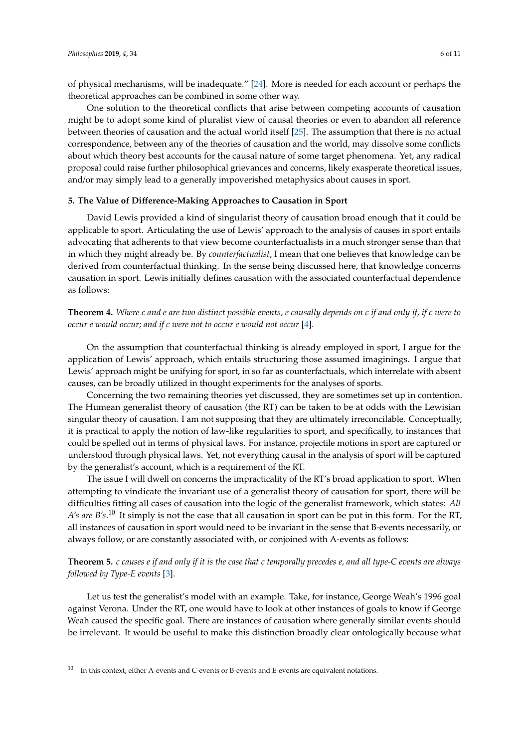of physical mechanisms, will be inadequate." [24]. More is needed for each account or perhaps the theoretical approaches can be combined in some other way.

One solution to the theoretical conflicts that arise between competing accounts of causation might be to adopt some kind of pluralist view of causal theories or even to abandon all reference between theories of causation and the actual world itself [25]. The assumption that there is no actual correspondence, between any of the theories of causation and the world, may dissolve some conflicts about which theory best accounts for the causal nature of some target phenomena. Yet, any radical proposal could raise further philosophical grievances and concerns, likely exasperate theoretical issues, and/or may simply lead to a generally impoverished metaphysics about causes in sport.

### 5. The Value of Difference-Making Approaches to Causation in Sport

David Lewis provided a kind of singularist theory of causation broad enough that it could be applicable to sport. Articulating the use of Lewis' approach to the analysis of causes in sport entails advocating that adherents to that view become counterfactualists in a much stronger sense than that in which they might already be. By *counterfactualist*, I mean that one believes that knowledge can be derived from counterfactual thinking. In the sense being discussed here, that knowledge concerns causation in sport. Lewis initially defines causation with the associated counterfactual dependence as follows:

**Theorem 4.** *Where c and e are two distinct possible events, e causally depends on c if and only if, if c were to occur e would occur; and if c were not to occur e would not occur* [4].

On the assumption that counterfactual thinking is already employed in sport, I argue for the application of Lewis' approach, which entails structuring those assumed imaginings. I argue that Lewis' approach might be unifying for sport, in so far as counterfactuals, which interrelate with absent causes, can be broadly utilized in thought experiments for the analyses of sports.

Concerning the two remaining theories yet discussed, they are sometimes set up in contention. The Humean generalist theory of causation (the RT) can be taken to be at odds with the Lewisian singular theory of causation. I am not supposing that they are ultimately irreconcilable. Conceptually, it is practical to apply the notion of law-like regularities to sport, and specifically, to instances that could be spelled out in terms of physical laws. For instance, projectile motions in sport are captured or understood through physical laws. Yet, not everything causal in the analysis of sport will be captured by the generalist's account, which is a requirement of the RT.

The issue I will dwell on concerns the impracticality of the RT's broad application to sport. When attempting to vindicate the invariant use of a generalist theory of causation for sport, there will be difficulties fitting all cases of causation into the logic of the generalist framework, which states: *All A's are B's*.[10] It simply is not the case that all causation in sport can be put in this form. For the RT, all instances of causation in sport would need to be invariant in the sense that B-events necessarily, or always follow, or are constantly associated with, or conjoined with A-events as follows:

**Theorem 5.** *c causes e if and only if it is the case that c temporally precedes e, and all type-C events are always followed by Type-E events* [3].

Let us test the generalist's model with an example. Take, for instance, George Weah's 1996 goal against Verona. Under the RT, one would have to look at other instances of goals to know if George Weah caused the specific goal. There are instances of causation where generally similar events should be irrelevant. It would be useful to make this distinction broadly clear ontologically because what

[10] In this context, either A-events and C-events or B-events and E-events are equivalent notations.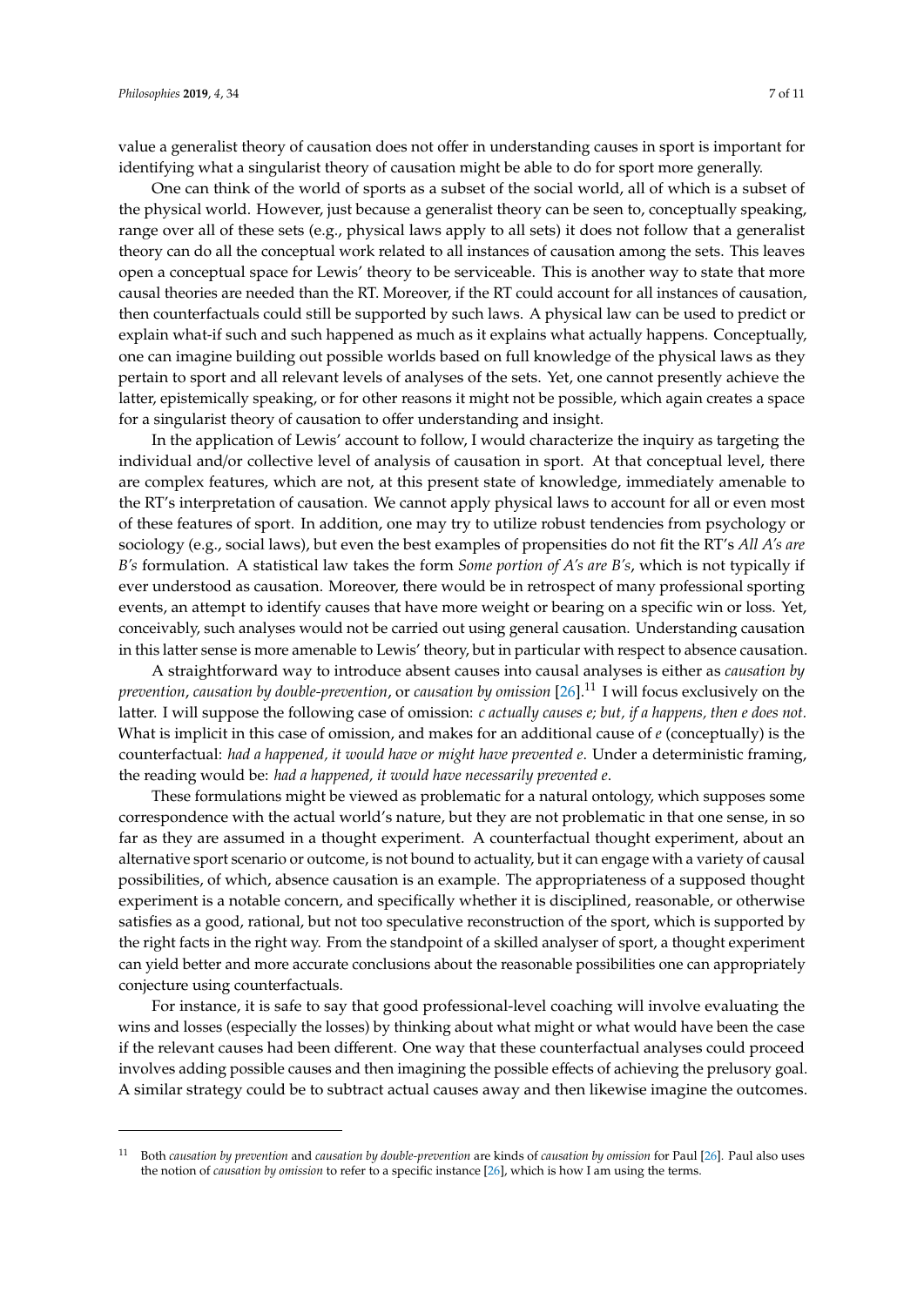value a generalist theory of causation does not offer in understanding causes in sport is important for identifying what a singularist theory of causation might be able to do for sport more generally.

One can think of the world of sports as a subset of the social world, all of which is a subset of the physical world. However, just because a generalist theory can be seen to, conceptually speaking, range over all of these sets (e.g., physical laws apply to all sets) it does not follow that a generalist theory can do all the conceptual work related to all instances of causation among the sets. This leaves open a conceptual space for Lewis' theory to be serviceable. This is another way to state that more causal theories are needed than the RT. Moreover, if the RT could account for all instances of causation, then counterfactuals could still be supported by such laws. A physical law can be used to predict or explain what-if such and such happened as much as it explains what actually happens. Conceptually, one can imagine building out possible worlds based on full knowledge of the physical laws as they pertain to sport and all relevant levels of analyses of the sets. Yet, one cannot presently achieve the latter, epistemically speaking, or for other reasons it might not be possible, which again creates a space for a singularist theory of causation to offer understanding and insight.

In the application of Lewis' account to follow, I would characterize the inquiry as targeting the individual and/or collective level of analysis of causation in sport. At that conceptual level, there are complex features, which are not, at this present state of knowledge, immediately amenable to the RT's interpretation of causation. We cannot apply physical laws to account for all or even most of these features of sport. In addition, one may try to utilize robust tendencies from psychology or sociology (e.g., social laws), but even the best examples of propensities do not fit the RT's *All A's are B's* formulation. A statistical law takes the form *Some portion of A's are B's*, which is not typically if ever understood as causation. Moreover, there would be in retrospect of many professional sporting events, an attempt to identify causes that have more weight or bearing on a specific win or loss. Yet, conceivably, such analyses would not be carried out using general causation. Understanding causation in this latter sense is more amenable to Lewis' theory, but in particular with respect to absence causation.

A straightforward way to introduce absent causes into causal analyses is either as *causation by prevention*, *causation by double-prevention*, or *causation by omission* [26].[11] I will focus exclusively on the latter. I will suppose the following case of omission: *c actually causes e; but, if a happens, then e does not.* What is implicit in this case of omission, and makes for an additional cause of *e* (conceptually) is the counterfactual: *had a happened, it would have or might have prevented e*. Under a deterministic framing, the reading would be: *had a happened, it would have necessarily prevented e*.

These formulations might be viewed as problematic for a natural ontology, which supposes some correspondence with the actual world's nature, but they are not problematic in that one sense, in so far as they are assumed in a thought experiment. A counterfactual thought experiment, about an alternative sport scenario or outcome, is not bound to actuality, but it can engage with a variety of causal possibilities, of which, absence causation is an example. The appropriateness of a supposed thought experiment is a notable concern, and specifically whether it is disciplined, reasonable, or otherwise satisfies as a good, rational, but not too speculative reconstruction of the sport, which is supported by the right facts in the right way. From the standpoint of a skilled analyser of sport, a thought experiment can yield better and more accurate conclusions about the reasonable possibilities one can appropriately conjecture using counterfactuals.

For instance, it is safe to say that good professional-level coaching will involve evaluating the wins and losses (especially the losses) by thinking about what might or what would have been the case if the relevant causes had been different. One way that these counterfactual analyses could proceed involves adding possible causes and then imagining the possible effects of achieving the prelusory goal. A similar strategy could be to subtract actual causes away and then likewise imagine the outcomes.

[11] Both *causation by prevention* and *causation by double-prevention* are kinds of *causation by omission* for Paul [26]. Paul also uses the notion of *causation by omission* to refer to a specific instance [26], which is how I am using the terms.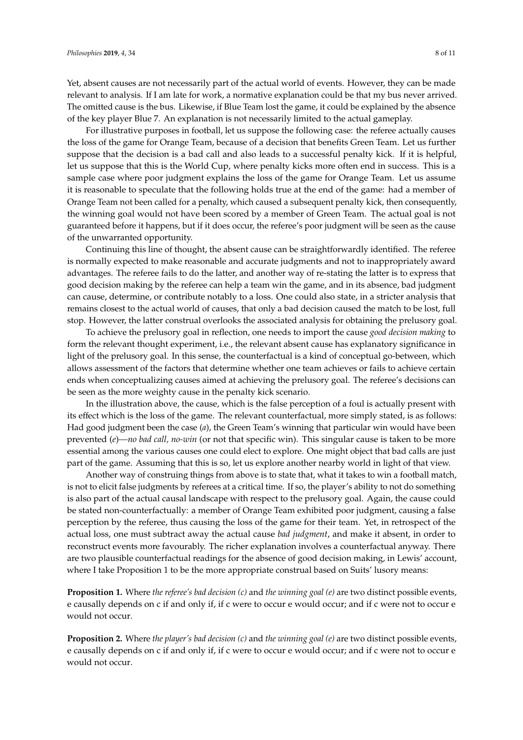Yet, absent causes are not necessarily part of the actual world of events. However, they can be made relevant to analysis. If I am late for work, a normative explanation could be that my bus never arrived. The omitted cause is the bus. Likewise, if Blue Team lost the game, it could be explained by the absence of the key player Blue 7. An explanation is not necessarily limited to the actual gameplay.

For illustrative purposes in football, let us suppose the following case: the referee actually causes the loss of the game for Orange Team, because of a decision that benefits Green Team. Let us further suppose that the decision is a bad call and also leads to a successful penalty kick. If it is helpful, let us suppose that this is the World Cup, where penalty kicks more often end in success. This is a sample case where poor judgment explains the loss of the game for Orange Team. Let us assume it is reasonable to speculate that the following holds true at the end of the game: had a member of Orange Team not been called for a penalty, which caused a subsequent penalty kick, then consequently, the winning goal would not have been scored by a member of Green Team. The actual goal is not guaranteed before it happens, but if it does occur, the referee's poor judgment will be seen as the cause of the unwarranted opportunity.

Continuing this line of thought, the absent cause can be straightforwardly identified. The referee is normally expected to make reasonable and accurate judgments and not to inappropriately award advantages. The referee fails to do the latter, and another way of re-stating the latter is to express that good decision making by the referee can help a team win the game, and in its absence, bad judgment can cause, determine, or contribute notably to a loss. One could also state, in a stricter analysis that remains closest to the actual world of causes, that only a bad decision caused the match to be lost, full stop. However, the latter construal overlooks the associated analysis for obtaining the prelusory goal.

To achieve the prelusory goal in reflection, one needs to import the cause *good decision making* to form the relevant thought experiment, i.e., the relevant absent cause has explanatory significance in light of the prelusory goal. In this sense, the counterfactual is a kind of conceptual go-between, which allows assessment of the factors that determine whether one team achieves or fails to achieve certain ends when conceptualizing causes aimed at achieving the prelusory goal. The referee's decisions can be seen as the more weighty cause in the penalty kick scenario.

In the illustration above, the cause, which is the false perception of a foul is actually present with its effect which is the loss of the game. The relevant counterfactual, more simply stated, is as follows: Had good judgment been the case (*a*), the Green Team's winning that particular win would have been prevented (*e*)—*no bad call, no-win* (or not that specific win). This singular cause is taken to be more essential among the various causes one could elect to explore. One might object that bad calls are just part of the game. Assuming that this is so, let us explore another nearby world in light of that view.

Another way of construing things from above is to state that, what it takes to win a football match, is not to elicit false judgments by referees at a critical time. If so, the player's ability to not do something is also part of the actual causal landscape with respect to the prelusory goal. Again, the cause could be stated non-counterfactually: a member of Orange Team exhibited poor judgment, causing a false perception by the referee, thus causing the loss of the game for their team. Yet, in retrospect of the actual loss, one must subtract away the actual cause *bad judgment*, and make it absent, in order to reconstruct events more favourably. The richer explanation involves a counterfactual anyway. There are two plausible counterfactual readings for the absence of good decision making, in Lewis' account, where I take Proposition 1 to be the more appropriate construal based on Suits' lusory means:

**Proposition 1.** Where *the referee's bad decision (c)* and *the winning goal (e)* are two distinct possible events, e causally depends on c if and only if, if c were to occur e would occur; and if c were not to occur e would not occur.

**Proposition 2.** Where *the player's bad decision (c)* and *the winning goal (e)* are two distinct possible events, e causally depends on c if and only if, if c were to occur e would occur; and if c were not to occur e would not occur.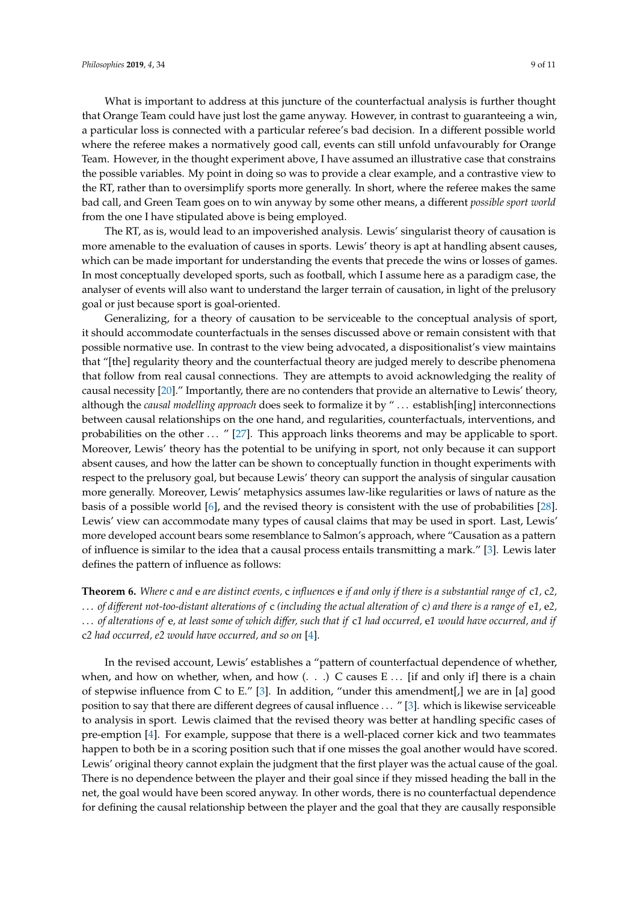What is important to address at this juncture of the counterfactual analysis is further thought that Orange Team could have just lost the game anyway. However, in contrast to guaranteeing a win, a particular loss is connected with a particular referee's bad decision. In a different possible world where the referee makes a normatively good call, events can still unfold unfavourably for Orange Team. However, in the thought experiment above, I have assumed an illustrative case that constrains the possible variables. My point in doing so was to provide a clear example, and a contrastive view to the RT, rather than to oversimplify sports more generally. In short, where the referee makes the same bad call, and Green Team goes on to win anyway by some other means, a different *possible sport world* from the one I have stipulated above is being employed.

The RT, as is, would lead to an impoverished analysis. Lewis' singularist theory of causation is more amenable to the evaluation of causes in sports. Lewis' theory is apt at handling absent causes, which can be made important for understanding the events that precede the wins or losses of games. In most conceptually developed sports, such as football, which I assume here as a paradigm case, the analyser of events will also want to understand the larger terrain of causation, in light of the prelusory goal or just because sport is goal-oriented.

Generalizing, for a theory of causation to be serviceable to the conceptual analysis of sport, it should accommodate counterfactuals in the senses discussed above or remain consistent with that possible normative use. In contrast to the view being advocated, a dispositionalist's view maintains that "[the] regularity theory and the counterfactual theory are judged merely to describe phenomena that follow from real causal connections. They are attempts to avoid acknowledging the reality of causal necessity [20]." Importantly, there are no contenders that provide an alternative to Lewis' theory, although the *causal modelling approach* does seek to formalize it by " … establish[ing] interconnections between causal relationships on the one hand, and regularities, counterfactuals, interventions, and probabilities on the other … " [27]. This approach links theorems and may be applicable to sport. Moreover, Lewis' theory has the potential to be unifying in sport, not only because it can support absent causes, and how the latter can be shown to conceptually function in thought experiments with respect to the prelusory goal, but because Lewis' theory can support the analysis of singular causation more generally. Moreover, Lewis' metaphysics assumes law-like regularities or laws of nature as the basis of a possible world [6], and the revised theory is consistent with the use of probabilities [28]. Lewis' view can accommodate many types of causal claims that may be used in sport. Last, Lewis' more developed account bears some resemblance to Salmon's approach, where "Causation as a pattern of influence is similar to the idea that a causal process entails transmitting a mark." [3]. Lewis later defines the pattern of influence as follows:

**Theorem 6.** *Where* c *and* e *are distinct events,* c *influences* e *if and only if there is a substantial range of* c1*,* c2*, … of different not-too-distant alterations of* c *(including the actual alteration of* c*) and there is a range of* e1*,* e2*, … of alterations of* e*, at least some of which differ, such that if* c1 *had occurred,* e1 *would have occurred, and if* c2 *had occurred,* e2 *would have occurred, and so on* [4].

In the revised account, Lewis' establishes a "pattern of counterfactual dependence of whether, when, and how on whether, when, and how (. . .) C causes E … [if and only if] there is a chain of stepwise influence from C to E." [3]. In addition, "under this amendment[,] we are in [a] good position to say that there are different degrees of causal influence … " [3]. which is likewise serviceable to analysis in sport. Lewis claimed that the revised theory was better at handling specific cases of pre-emption [4]. For example, suppose that there is a well-placed corner kick and two teammates happen to both be in a scoring position such that if one misses the goal another would have scored. Lewis' original theory cannot explain the judgment that the first player was the actual cause of the goal. There is no dependence between the player and their goal since if they missed heading the ball in the net, the goal would have been scored anyway. In other words, there is no counterfactual dependence for defining the causal relationship between the player and the goal that they are causally responsible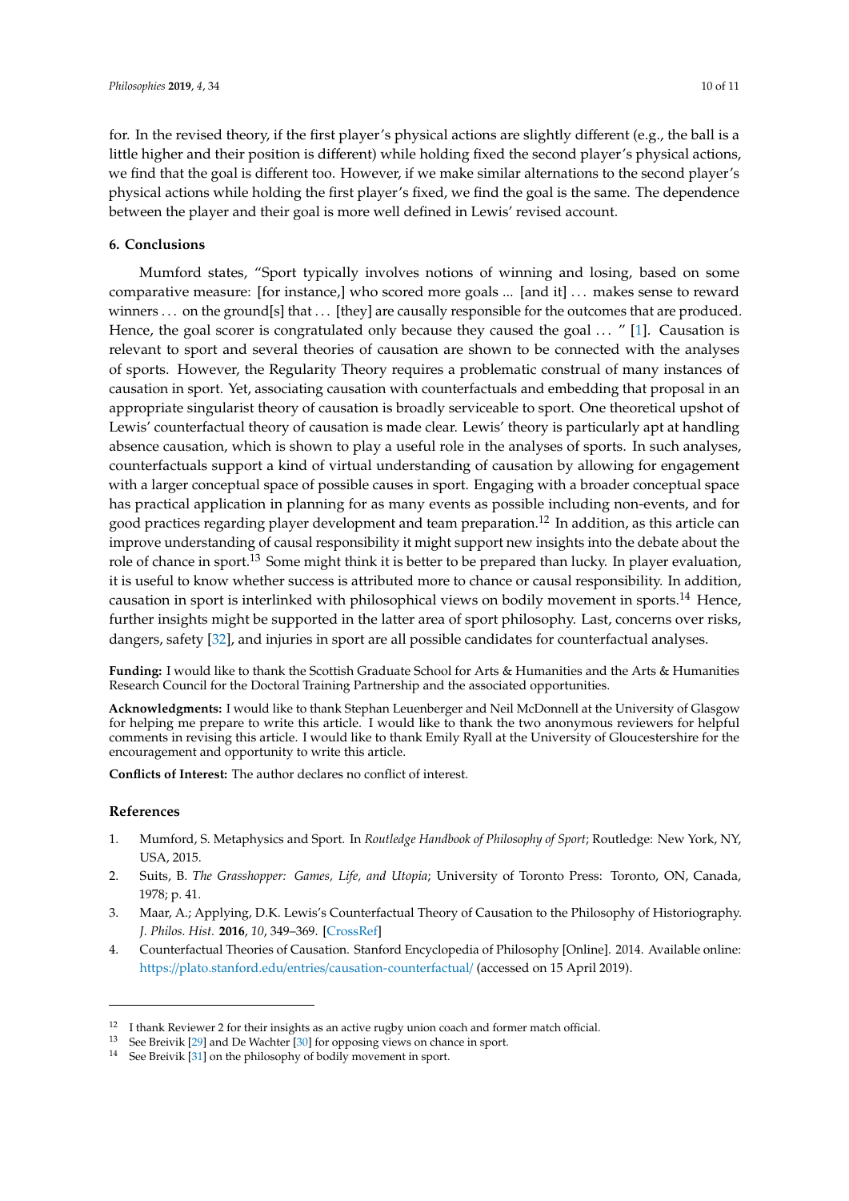for. In the revised theory, if the first player's physical actions are slightly different (e.g., the ball is a little higher and their position is different) while holding fixed the second player's physical actions, we find that the goal is different too. However, if we make similar alternations to the second player's physical actions while holding the first player's fixed, we find the goal is the same. The dependence between the player and their goal is more well defined in Lewis' revised account.

## 6. Conclusions

Mumford states, "Sport typically involves notions of winning and losing, based on some comparative measure: [for instance,] who scored more goals ... [and it] . . . makes sense to reward winners . . . on the ground[s] that . . . [they] are causally responsible for the outcomes that are produced. Hence, the goal scorer is congratulated only because they caused the goal . . . " [1]. Causation is relevant to sport and several theories of causation are shown to be connected with the analyses of sports. However, the Regularity Theory requires a problematic construal of many instances of causation in sport. Yet, associating causation with counterfactuals and embedding that proposal in an appropriate singularist theory of causation is broadly serviceable to sport. One theoretical upshot of Lewis' counterfactual theory of causation is made clear. Lewis' theory is particularly apt at handling absence causation, which is shown to play a useful role in the analyses of sports. In such analyses, counterfactuals support a kind of virtual understanding of causation by allowing for engagement with a larger conceptual space of possible causes in sport. Engaging with a broader conceptual space has practical application in planning for as many events as possible including non-events, and for good practices regarding player development and team preparation.[12] In addition, as this article can improve understanding of causal responsibility it might support new insights into the debate about the role of chance in sport.[13] Some might think it is better to be prepared than lucky. In player evaluation, it is useful to know whether success is attributed more to chance or causal responsibility. In addition, causation in sport is interlinked with philosophical views on bodily movement in sports.[14] Hence, further insights might be supported in the latter area of sport philosophy. Last, concerns over risks, dangers, safety [32], and injuries in sport are all possible candidates for counterfactual analyses.

**Funding:** I would like to thank the Scottish Graduate School for Arts & Humanities and the Arts & Humanities Research Council for the Doctoral Training Partnership and the associated opportunities.

**Acknowledgments:** I would like to thank Stephan Leuenberger and Neil McDonnell at the University of Glasgow for helping me prepare to write this article. I would like to thank the two anonymous reviewers for helpful comments in revising this article. I would like to thank Emily Ryall at the University of Gloucestershire for the encouragement and opportunity to write this article.

**Conflicts of Interest:** The author declares no conflict of interest.

## References

1. Mumford, S. Metaphysics and Sport. In *Routledge Handbook of Philosophy of Sport*; Routledge: New York, NY, USA, 2015.
2. Suits, B. *The Grasshopper: Games, Life, and Utopia*; University of Toronto Press: Toronto, ON, Canada, 1978; p. 41.
3. Maar, A.; Applying, D.K. Lewis's Counterfactual Theory of Causation to the Philosophy of Historiography. *J. Philos. Hist.* **2016**, *10*, 349–369. [CrossRef]
4. Counterfactual Theories of Causation. Stanford Encyclopedia of Philosophy [Online]. 2014. Available online: https://plato.stanford.edu/entries/causation-counterfactual/ (accessed on 15 April 2019).

---

12 I thank Reviewer 2 for their insights as an active rugby union coach and former match official.

13 See Breivik [29] and De Wachter [30] for opposing views on chance in sport.

14 See Breivik [31] on the philosophy of bodily movement in sport.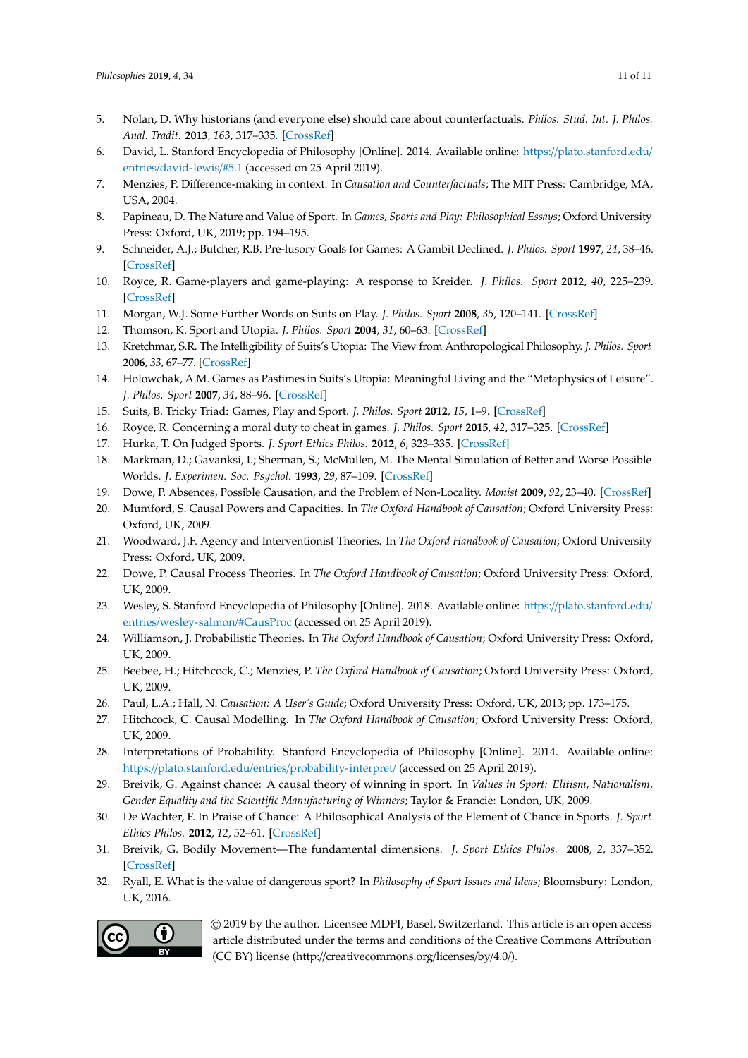5. Nolan, D. Why historians (and everyone else) should care about counterfactuals. *Philos. Stud. Int. J. Philos. Anal. Tradit.* **2013**, *163*, 317–335. [CrossRef]
6. David, L. Stanford Encyclopedia of Philosophy [Online]. 2014. Available online: https://plato.stanford.edu/entries/david-lewis/#5.1 (accessed on 25 April 2019).
7. Menzies, P. Difference-making in context. In *Causation and Counterfactuals*; The MIT Press: Cambridge, MA, USA, 2004.
8. Papineau, D. The Nature and Value of Sport. In *Games, Sports and Play: Philosophical Essays*; Oxford University Press: Oxford, UK, 2019; pp. 194–195.
9. Schneider, A.J.; Butcher, R.B. Pre-lusory Goals for Games: A Gambit Declined. *J. Philos. Sport* **1997**, *24*, 38–46. [CrossRef]
10. Royce, R. Game-players and game-playing: A response to Kreider. *J. Philos. Sport* **2012**, *40*, 225–239. [CrossRef]
11. Morgan, W.J. Some Further Words on Suits on Play. *J. Philos. Sport* **2008**, *35*, 120–141. [CrossRef]
12. Thomson, K. Sport and Utopia. *J. Philos. Sport* **2004**, *31*, 60–63. [CrossRef]
13. Kretchmar, S.R. The Intelligibility of Suits's Utopia: The View from Anthropological Philosophy. *J. Philos. Sport* **2006**, *33*, 67–77. [CrossRef]
14. Holowchak, A.M. Games as Pastimes in Suits's Utopia: Meaningful Living and the "Metaphysics of Leisure". *J. Philos. Sport* **2007**, *34*, 88–96. [CrossRef]
15. Suits, B. Tricky Triad: Games, Play and Sport. *J. Philos. Sport* **2012**, *15*, 1–9. [CrossRef]
16. Royce, R. Concerning a moral duty to cheat in games. *J. Philos. Sport* **2015**, *42*, 317–325. [CrossRef]
17. Hurka, T. On Judged Sports. *J. Sport Ethics Philos.* **2012**, *6*, 323–335. [CrossRef]
18. Markman, D.; Gavanksi, I.; Sherman, S.; McMullen, M. The Mental Simulation of Better and Worse Possible Worlds. *J. Experimen. Soc. Psychol.* **1993**, *29*, 87–109. [CrossRef]
19. Dowe, P. Absences, Possible Causation, and the Problem of Non-Locality. *Monist* **2009**, *92*, 23–40. [CrossRef]
20. Mumford, S. Causal Powers and Capacities. In *The Oxford Handbook of Causation*; Oxford University Press: Oxford, UK, 2009.
21. Woodward, J.F. Agency and Interventionist Theories. In *The Oxford Handbook of Causation*; Oxford University Press: Oxford, UK, 2009.
22. Dowe, P. Causal Process Theories. In *The Oxford Handbook of Causation*; Oxford University Press: Oxford, UK, 2009.
23. Wesley, S. Stanford Encyclopedia of Philosophy [Online]. 2018. Available online: https://plato.stanford.edu/entries/wesley-salmon/#CausProc (accessed on 25 April 2019).
24. Williamson, J. Probabilistic Theories. In *The Oxford Handbook of Causation*; Oxford University Press: Oxford, UK, 2009.
25. Beebee, H.; Hitchcock, C.; Menzies, P. *The Oxford Handbook of Causation*; Oxford University Press: Oxford, UK, 2009.
26. Paul, L.A.; Hall, N. *Causation: A User's Guide*; Oxford University Press: Oxford, UK, 2013; pp. 173–175.
27. Hitchcock, C. Causal Modelling. In *The Oxford Handbook of Causation*; Oxford University Press: Oxford, UK, 2009.
28. Interpretations of Probability. Stanford Encyclopedia of Philosophy [Online]. 2014. Available online: https://plato.stanford.edu/entries/probability-interpret/ (accessed on 25 April 2019).
29. Breivik, G. Against chance: A causal theory of winning in sport. In *Values in Sport: Elitism, Nationalism, Gender Equality and the Scientific Manufacturing of Winners*; Taylor & Francie: London, UK, 2009.
30. De Wachter, F. In Praise of Chance: A Philosophical Analysis of the Element of Chance in Sports. *J. Sport Ethics Philos.* **2012**, *12*, 52–61. [CrossRef]
31. Breivik, G. Bodily Movement—The fundamental dimensions. *J. Sport Ethics Philos.* **2008**, *2*, 337–352. [CrossRef]
32. Ryall, E. What is the value of dangerous sport? In *Philosophy of Sport Issues and Ideas*; Bloomsbury: London, UK, 2016.

© 2019 by the author. Licensee MDPI, Basel, Switzerland. This article is an open access article distributed under the terms and conditions of the Creative Commons Attribution (CC BY) license (http://creativecommons.org/licenses/by/4.0/).